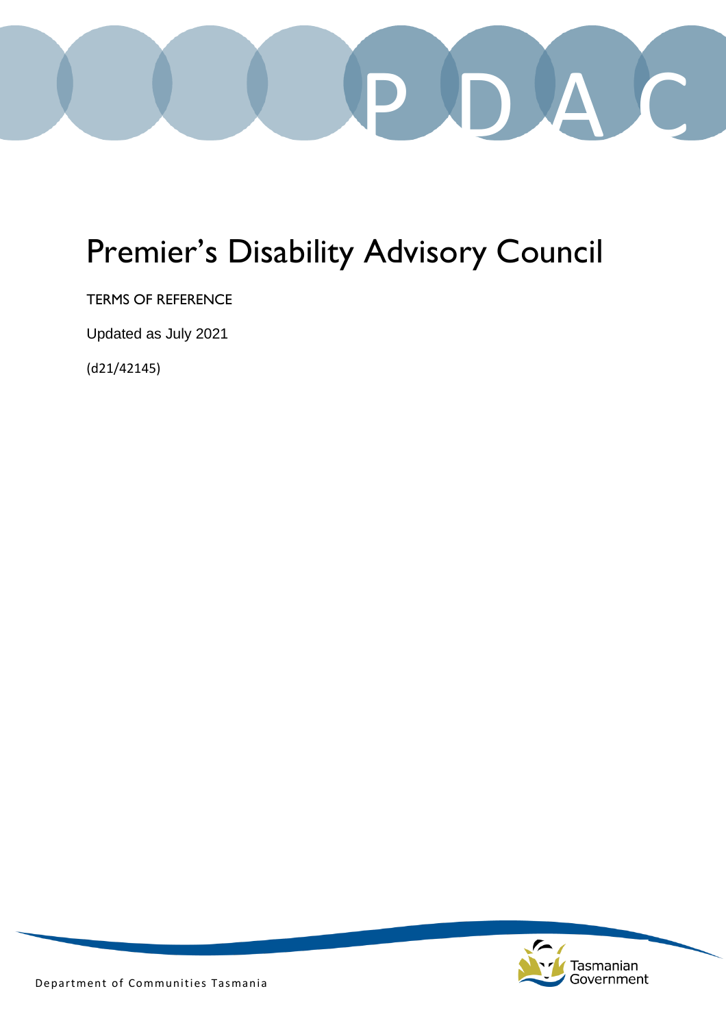P D A C

# Premier's Disability Advisory Council

TERMS OF REFERENCE

Updated as July 2021

(d21/42145)

Department of Communities Tasmania

Tasmanian Government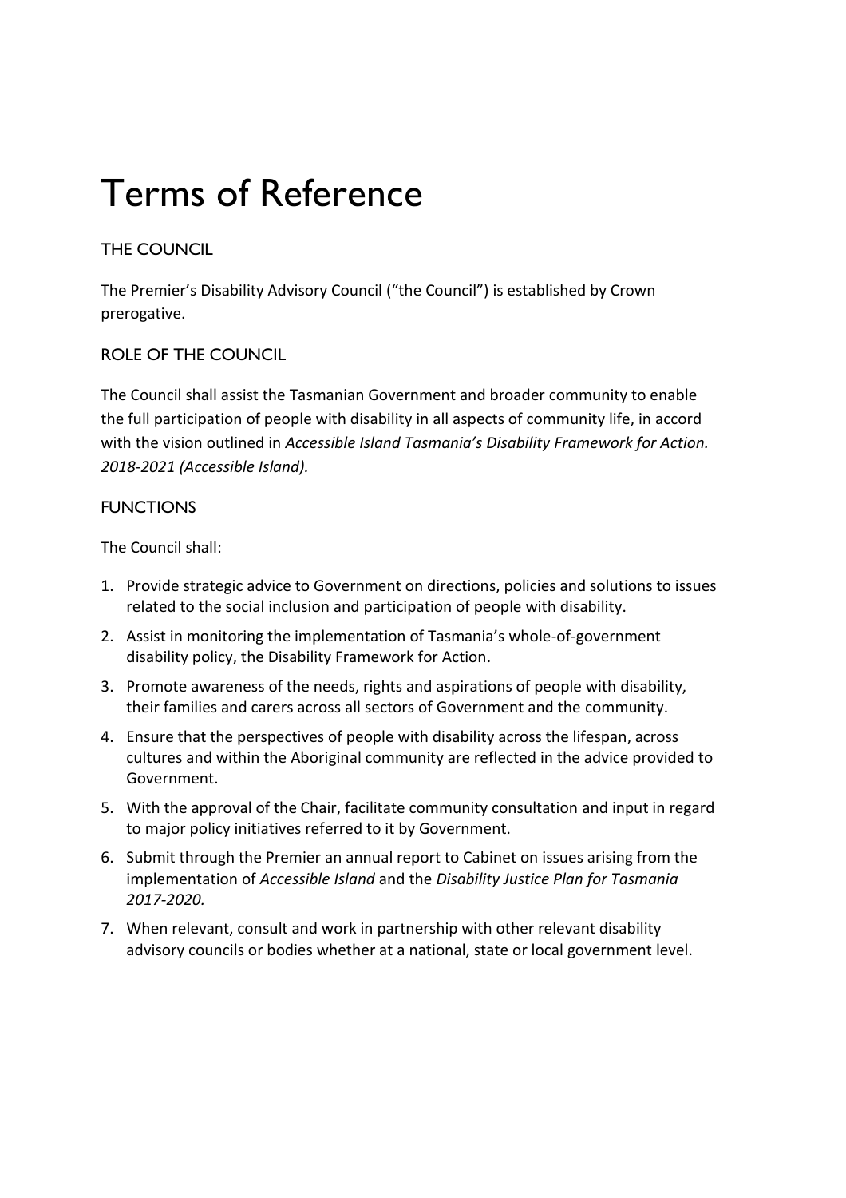# Terms of Reference

## THE COUNCIL

The Premier's Disability Advisory Council ("the Council") is established by Crown prerogative.

## ROLE OF THE COUNCIL

The Council shall assist the Tasmanian Government and broader community to enable the full participation of people with disability in all aspects of community life, in accord with the vision outlined in *Accessible Island Tasmania's Disability Framework for Action. 2018-2021 (Accessible Island).*

## FUNCTIONS

The Council shall:

1. Provide strategic advice to Government on directions, policies and solutions to issues related to the social inclusion and participation of people with disability.
2. Assist in monitoring the implementation of Tasmania's whole-of-government disability policy, the Disability Framework for Action.
3. Promote awareness of the needs, rights and aspirations of people with disability, their families and carers across all sectors of Government and the community.
4. Ensure that the perspectives of people with disability across the lifespan, across cultures and within the Aboriginal community are reflected in the advice provided to Government.
5. With the approval of the Chair, facilitate community consultation and input in regard to major policy initiatives referred to it by Government.
6. Submit through the Premier an annual report to Cabinet on issues arising from the implementation of *Accessible Island* and the *Disability Justice Plan for Tasmania 2017-2020.*
7. When relevant, consult and work in partnership with other relevant disability advisory councils or bodies whether at a national, state or local government level.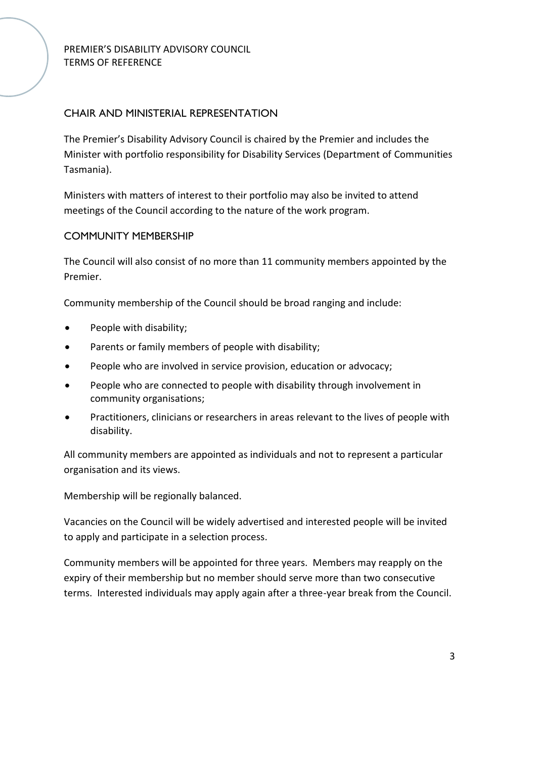## CHAIR AND MINISTERIAL REPRESENTATION

The Premier's Disability Advisory Council is chaired by the Premier and includes the Minister with portfolio responsibility for Disability Services (Department of Communities Tasmania).

Ministers with matters of interest to their portfolio may also be invited to attend meetings of the Council according to the nature of the work program.

## COMMUNITY MEMBERSHIP

The Council will also consist of no more than 11 community members appointed by the Premier.

Community membership of the Council should be broad ranging and include:

- People with disability;
- Parents or family members of people with disability;
- People who are involved in service provision, education or advocacy;
- People who are connected to people with disability through involvement in community organisations;
- Practitioners, clinicians or researchers in areas relevant to the lives of people with disability.

All community members are appointed as individuals and not to represent a particular organisation and its views.

Membership will be regionally balanced.

Vacancies on the Council will be widely advertised and interested people will be invited to apply and participate in a selection process.

Community members will be appointed for three years. Members may reapply on the expiry of their membership but no member should serve more than two consecutive terms. Interested individuals may apply again after a three-year break from the Council.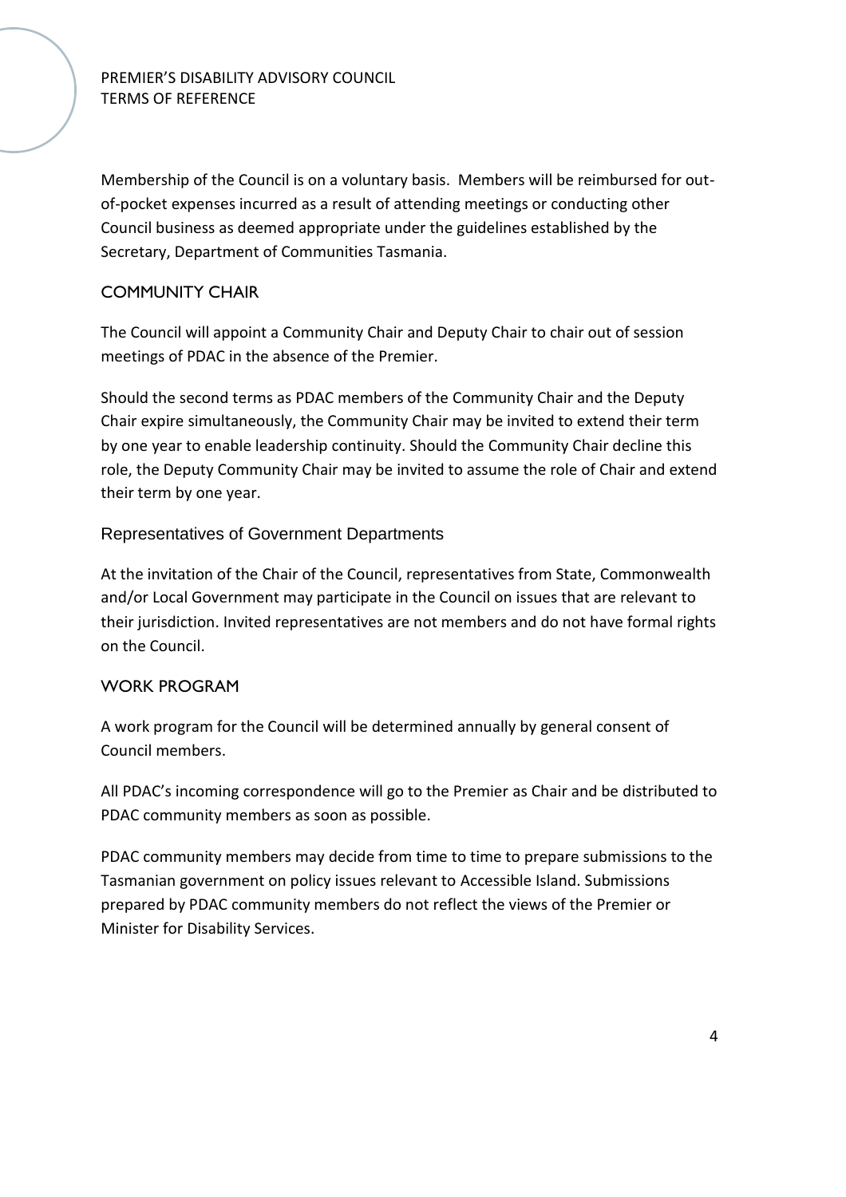Membership of the Council is on a voluntary basis. Members will be reimbursed for out-of-pocket expenses incurred as a result of attending meetings or conducting other Council business as deemed appropriate under the guidelines established by the Secretary, Department of Communities Tasmania.

## COMMUNITY CHAIR

The Council will appoint a Community Chair and Deputy Chair to chair out of session meetings of PDAC in the absence of the Premier.

Should the second terms as PDAC members of the Community Chair and the Deputy Chair expire simultaneously, the Community Chair may be invited to extend their term by one year to enable leadership continuity. Should the Community Chair decline this role, the Deputy Community Chair may be invited to assume the role of Chair and extend their term by one year.

### Representatives of Government Departments

At the invitation of the Chair of the Council, representatives from State, Commonwealth and/or Local Government may participate in the Council on issues that are relevant to their jurisdiction. Invited representatives are not members and do not have formal rights on the Council.

## WORK PROGRAM

A work program for the Council will be determined annually by general consent of Council members.

All PDAC's incoming correspondence will go to the Premier as Chair and be distributed to PDAC community members as soon as possible.

PDAC community members may decide from time to time to prepare submissions to the Tasmanian government on policy issues relevant to Accessible Island. Submissions prepared by PDAC community members do not reflect the views of the Premier or Minister for Disability Services.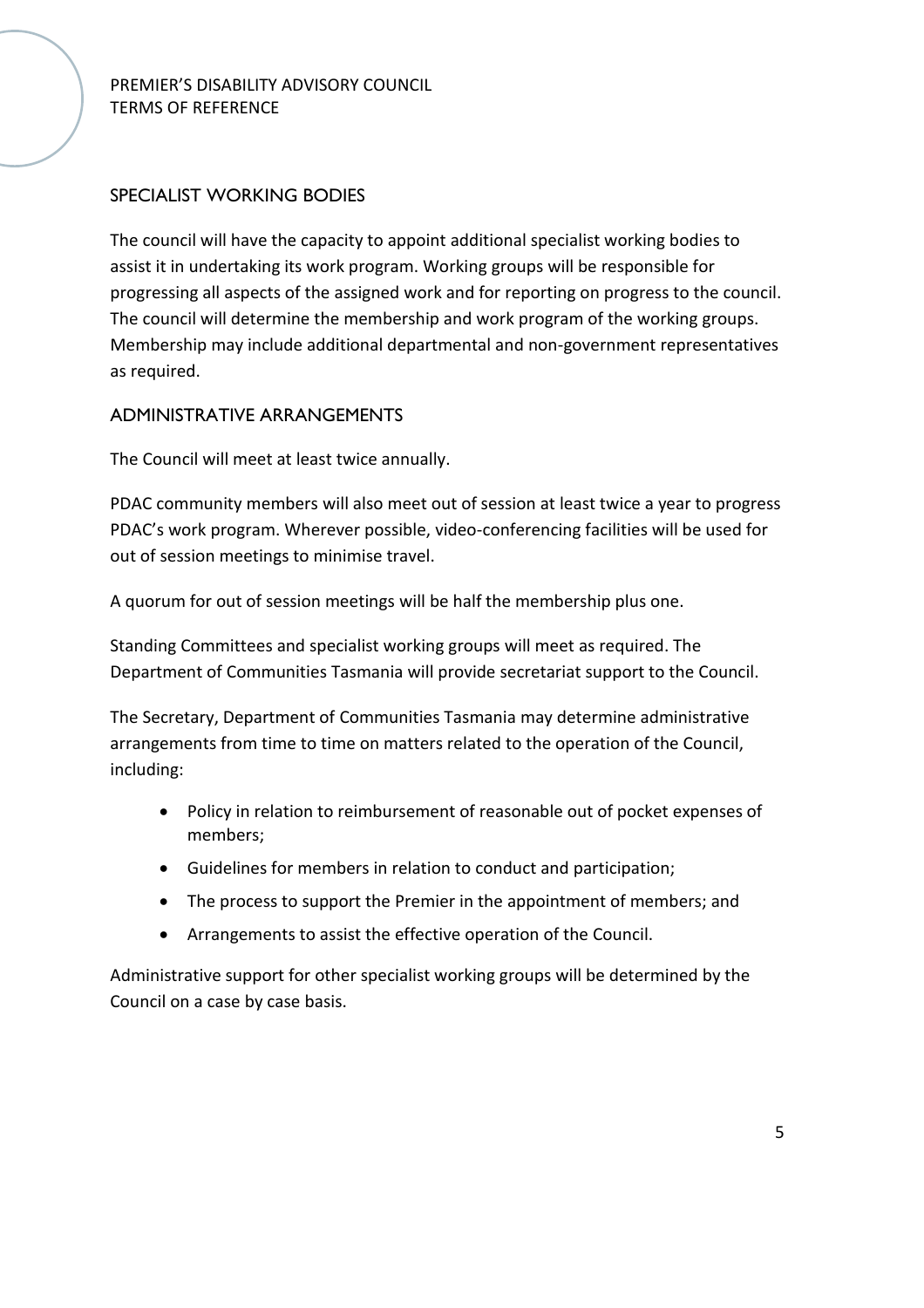## SPECIALIST WORKING BODIES

The council will have the capacity to appoint additional specialist working bodies to assist it in undertaking its work program. Working groups will be responsible for progressing all aspects of the assigned work and for reporting on progress to the council. The council will determine the membership and work program of the working groups. Membership may include additional departmental and non-government representatives as required.

## ADMINISTRATIVE ARRANGEMENTS

The Council will meet at least twice annually.

PDAC community members will also meet out of session at least twice a year to progress PDAC's work program. Wherever possible, video-conferencing facilities will be used for out of session meetings to minimise travel.

A quorum for out of session meetings will be half the membership plus one.

Standing Committees and specialist working groups will meet as required. The Department of Communities Tasmania will provide secretariat support to the Council.

The Secretary, Department of Communities Tasmania may determine administrative arrangements from time to time on matters related to the operation of the Council, including:

- Policy in relation to reimbursement of reasonable out of pocket expenses of members;
- Guidelines for members in relation to conduct and participation;
- The process to support the Premier in the appointment of members; and
- Arrangements to assist the effective operation of the Council.

Administrative support for other specialist working groups will be determined by the Council on a case by case basis.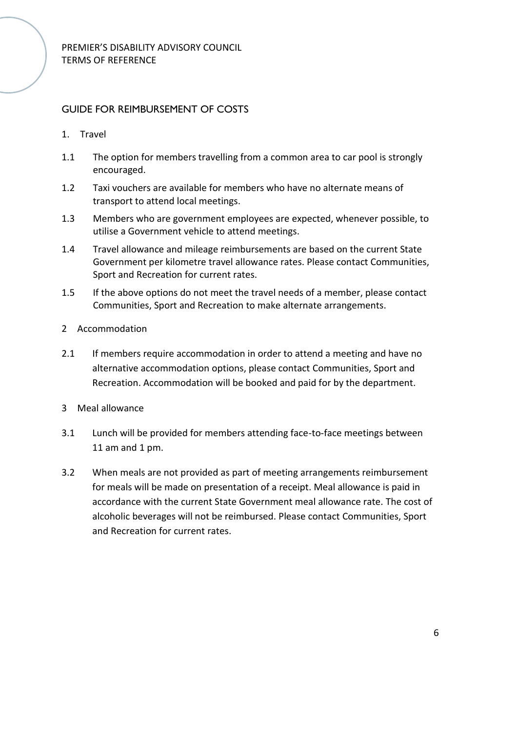## GUIDE FOR REIMBURSEMENT OF COSTS

1. Travel

1.1 The option for members travelling from a common area to car pool is strongly encouraged.

1.2 Taxi vouchers are available for members who have no alternate means of transport to attend local meetings.

1.3 Members who are government employees are expected, whenever possible, to utilise a Government vehicle to attend meetings.

1.4 Travel allowance and mileage reimbursements are based on the current State Government per kilometre travel allowance rates. Please contact Communities, Sport and Recreation for current rates.

1.5 If the above options do not meet the travel needs of a member, please contact Communities, Sport and Recreation to make alternate arrangements.

2 Accommodation

2.1 If members require accommodation in order to attend a meeting and have no alternative accommodation options, please contact Communities, Sport and Recreation. Accommodation will be booked and paid for by the department.

3 Meal allowance

3.1 Lunch will be provided for members attending face-to-face meetings between 11 am and 1 pm.

3.2 When meals are not provided as part of meeting arrangements reimbursement for meals will be made on presentation of a receipt. Meal allowance is paid in accordance with the current State Government meal allowance rate. The cost of alcoholic beverages will not be reimbursed. Please contact Communities, Sport and Recreation for current rates.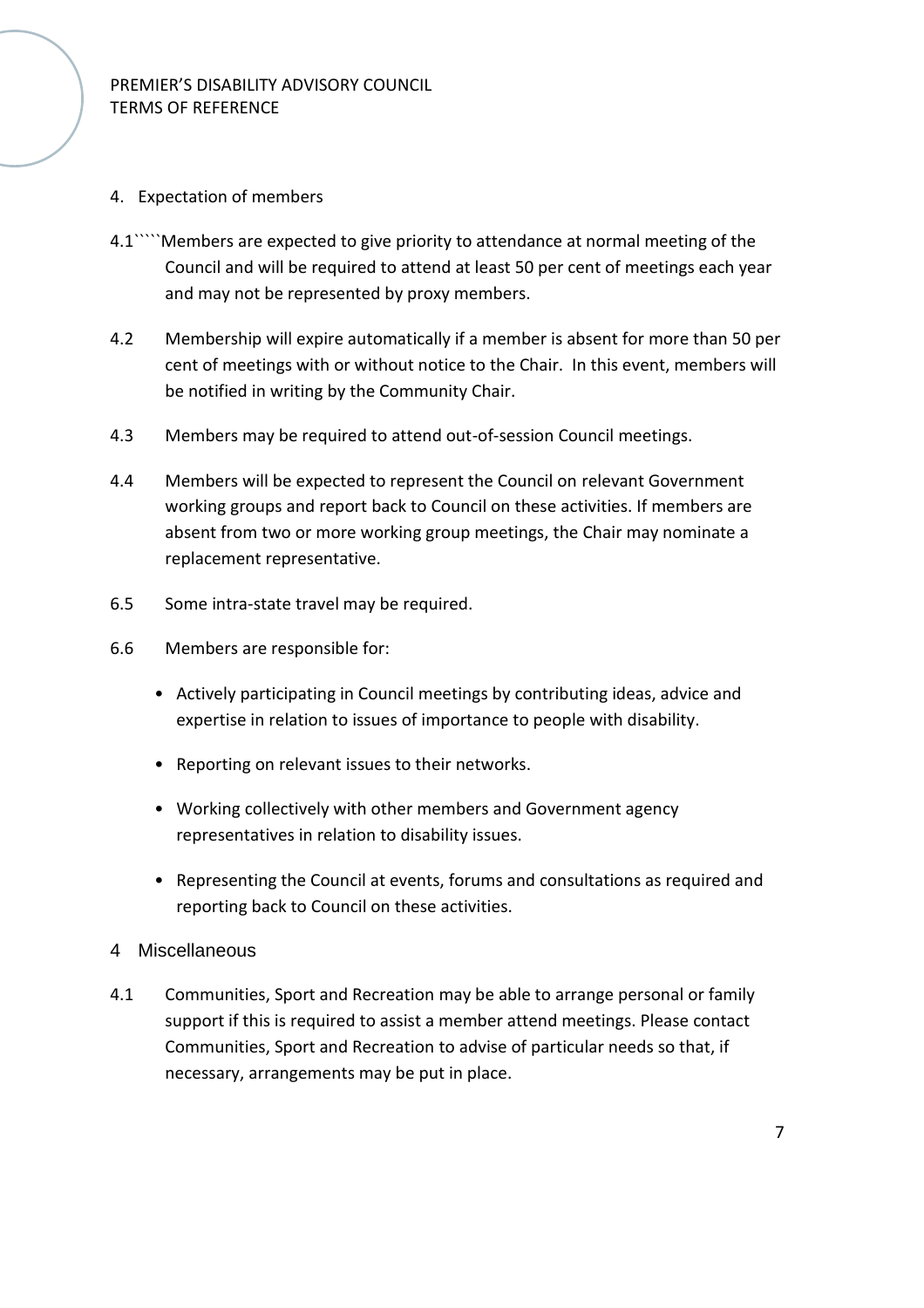## 4. Expectation of members

4.1`````Members are expected to give priority to attendance at normal meeting of the Council and will be required to attend at least 50 per cent of meetings each year and may not be represented by proxy members.

4.2 Membership will expire automatically if a member is absent for more than 50 per cent of meetings with or without notice to the Chair. In this event, members will be notified in writing by the Community Chair.

4.3 Members may be required to attend out-of-session Council meetings.

4.4 Members will be expected to represent the Council on relevant Government working groups and report back to Council on these activities. If members are absent from two or more working group meetings, the Chair may nominate a replacement representative.

6.5 Some intra-state travel may be required.

6.6 Members are responsible for:

- Actively participating in Council meetings by contributing ideas, advice and expertise in relation to issues of importance to people with disability.
- Reporting on relevant issues to their networks.
- Working collectively with other members and Government agency representatives in relation to disability issues.
- Representing the Council at events, forums and consultations as required and reporting back to Council on these activities.

## 4 Miscellaneous

4.1 Communities, Sport and Recreation may be able to arrange personal or family support if this is required to assist a member attend meetings. Please contact Communities, Sport and Recreation to advise of particular needs so that, if necessary, arrangements may be put in place.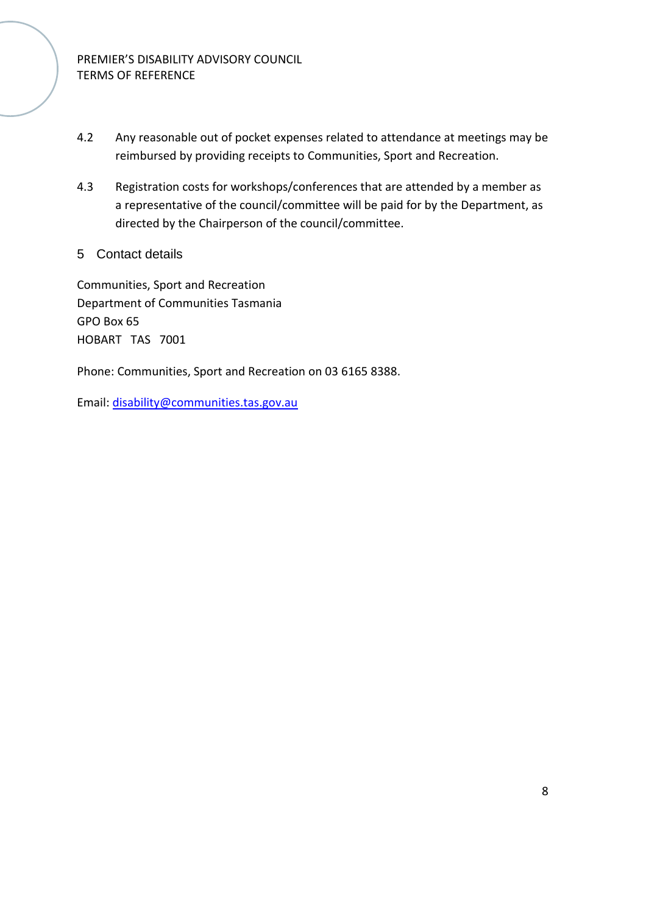4.2 Any reasonable out of pocket expenses related to attendance at meetings may be reimbursed by providing receipts to Communities, Sport and Recreation.

4.3 Registration costs for workshops/conferences that are attended by a member as a representative of the council/committee will be paid for by the Department, as directed by the Chairperson of the council/committee.

## 5 Contact details

Communities, Sport and Recreation
Department of Communities Tasmania
GPO Box 65
HOBART TAS 7001

Phone: Communities, Sport and Recreation on 03 6165 8388.

Email: [disability@communities.tas.gov.au](mailto:disability@communities.tas.gov.au)